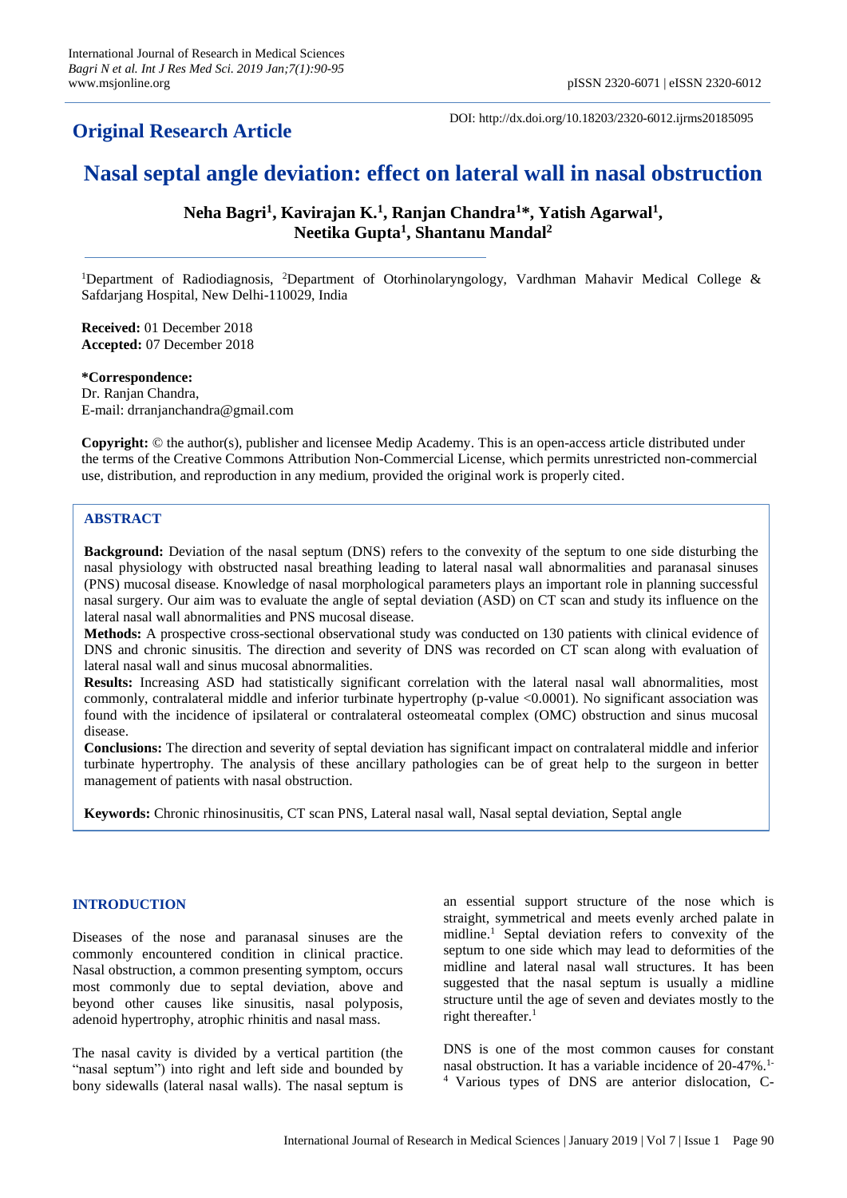**Original Research Article**

DOI: http://dx.doi.org/10.18203/2320-6012.ijrms20185095

# Nasal septal angle deviation: effect on lateral wall in nasal obstruction

**Neha Bagri[1], Kavirajan K.[1], Ranjan Chandra[1]*, Yatish Agarwal[1], Neetika Gupta[1], Shantanu Mandal[2]**

[1]Department of Radiodiagnosis, [2]Department of Otorhinolaryngology, Vardhman Mahavir Medical College & Safdarjang Hospital, New Delhi-110029, India

**Received:** 01 December 2018
**Accepted:** 07 December 2018

**\*Correspondence:**
Dr. Ranjan Chandra,
E-mail: drranjanchandra@gmail.com

**Copyright:** © the author(s), publisher and licensee Medip Academy. This is an open-access article distributed under the terms of the Creative Commons Attribution Non-Commercial License, which permits unrestricted non-commercial use, distribution, and reproduction in any medium, provided the original work is properly cited.

## ABSTRACT

**Background:** Deviation of the nasal septum (DNS) refers to the convexity of the septum to one side disturbing the nasal physiology with obstructed nasal breathing leading to lateral nasal wall abnormalities and paranasal sinuses (PNS) mucosal disease. Knowledge of nasal morphological parameters plays an important role in planning successful nasal surgery. Our aim was to evaluate the angle of septal deviation (ASD) on CT scan and study its influence on the lateral nasal wall abnormalities and PNS mucosal disease.

**Methods:** A prospective cross-sectional observational study was conducted on 130 patients with clinical evidence of DNS and chronic sinusitis. The direction and severity of DNS was recorded on CT scan along with evaluation of lateral nasal wall and sinus mucosal abnormalities.

**Results:** Increasing ASD had statistically significant correlation with the lateral nasal wall abnormalities, most commonly, contralateral middle and inferior turbinate hypertrophy (p-value <0.0001). No significant association was found with the incidence of ipsilateral or contralateral osteomeatal complex (OMC) obstruction and sinus mucosal disease.

**Conclusions:** The direction and severity of septal deviation has significant impact on contralateral middle and inferior turbinate hypertrophy. The analysis of these ancillary pathologies can be of great help to the surgeon in better management of patients with nasal obstruction.

**Keywords:** Chronic rhinosinusitis, CT scan PNS, Lateral nasal wall, Nasal septal deviation, Septal angle

## INTRODUCTION

Diseases of the nose and paranasal sinuses are the commonly encountered condition in clinical practice. Nasal obstruction, a common presenting symptom, occurs most commonly due to septal deviation, above and beyond other causes like sinusitis, nasal polyposis, adenoid hypertrophy, atrophic rhinitis and nasal mass.

The nasal cavity is divided by a vertical partition (the "nasal septum") into right and left side and bounded by bony sidewalls (lateral nasal walls). The nasal septum is an essential support structure of the nose which is straight, symmetrical and meets evenly arched palate in midline.[1] Septal deviation refers to convexity of the septum to one side which may lead to deformities of the midline and lateral nasal wall structures. It has been suggested that the nasal septum is usually a midline structure until the age of seven and deviates mostly to the right thereafter.[1]

DNS is one of the most common causes for constant nasal obstruction. It has a variable incidence of 20-47%.[1-4] Various types of DNS are anterior dislocation, C-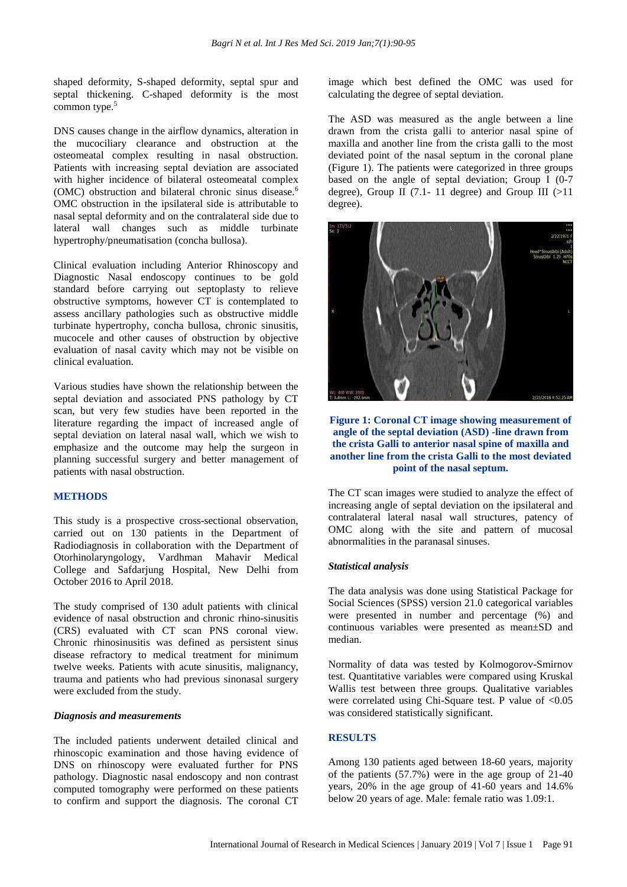shaped deformity, S-shaped deformity, septal spur and septal thickening. C-shaped deformity is the most common type.[5]

DNS causes change in the airflow dynamics, alteration in the mucociliary clearance and obstruction at the osteomeatal complex resulting in nasal obstruction. Patients with increasing septal deviation are associated with higher incidence of bilateral osteomeatal complex (OMC) obstruction and bilateral chronic sinus disease.[6] OMC obstruction in the ipsilateral side is attributable to nasal septal deformity and on the contralateral side due to lateral wall changes such as middle turbinate hypertrophy/pneumatisation (concha bullosa).

Clinical evaluation including Anterior Rhinoscopy and Diagnostic Nasal endoscopy continues to be gold standard before carrying out septoplasty to relieve obstructive symptoms, however CT is contemplated to assess ancillary pathologies such as obstructive middle turbinate hypertrophy, concha bullosa, chronic sinusitis, mucocele and other causes of obstruction by objective evaluation of nasal cavity which may not be visible on clinical evaluation.

Various studies have shown the relationship between the septal deviation and associated PNS pathology by CT scan, but very few studies have been reported in the literature regarding the impact of increased angle of septal deviation on lateral nasal wall, which we wish to emphasize and the outcome may help the surgeon in planning successful surgery and better management of patients with nasal obstruction.

## METHODS

This study is a prospective cross-sectional observation, carried out on 130 patients in the Department of Radiodiagnosis in collaboration with the Department of Otorhinolaryngology, Vardhman Mahavir Medical College and Safdarjung Hospital, New Delhi from October 2016 to April 2018.

The study comprised of 130 adult patients with clinical evidence of nasal obstruction and chronic rhino-sinusitis (CRS) evaluated with CT scan PNS coronal view. Chronic rhinosinusitis was defined as persistent sinus disease refractory to medical treatment for minimum twelve weeks. Patients with acute sinusitis, malignancy, trauma and patients who had previous sinonasal surgery were excluded from the study.

### *Diagnosis and measurements*

The included patients underwent detailed clinical and rhinoscopic examination and those having evidence of DNS on rhinoscopy were evaluated further for PNS pathology. Diagnostic nasal endoscopy and non contrast computed tomography were performed on these patients to confirm and support the diagnosis. The coronal CT image which best defined the OMC was used for calculating the degree of septal deviation.

The ASD was measured as the angle between a line drawn from the crista galli to anterior nasal spine of maxilla and another line from the crista galli to the most deviated point of the nasal septum in the coronal plane (Figure 1). The patients were categorized in three groups based on the angle of septal deviation; Group I (0-7 degree), Group II (7.1- 11 degree) and Group III (>11 degree).

**Figure 1: Coronal CT image showing measurement of angle of the septal deviation (ASD) -line drawn from the crista Galli to anterior nasal spine of maxilla and another line from the crista Galli to the most deviated point of the nasal septum.**

The CT scan images were studied to analyze the effect of increasing angle of septal deviation on the ipsilateral and contralateral lateral nasal wall structures, patency of OMC along with the site and pattern of mucosal abnormalities in the paranasal sinuses.

### *Statistical analysis*

The data analysis was done using Statistical Package for Social Sciences (SPSS) version 21.0 categorical variables were presented in number and percentage (%) and continuous variables were presented as mean±SD and median.

Normality of data was tested by Kolmogorov-Smirnov test. Quantitative variables were compared using Kruskal Wallis test between three groups. Qualitative variables were correlated using Chi-Square test. P value of <0.05 was considered statistically significant.

## RESULTS

Among 130 patients aged between 18-60 years, majority of the patients (57.7%) were in the age group of 21-40 years, 20% in the age group of 41-60 years and 14.6% below 20 years of age. Male: female ratio was 1.09:1.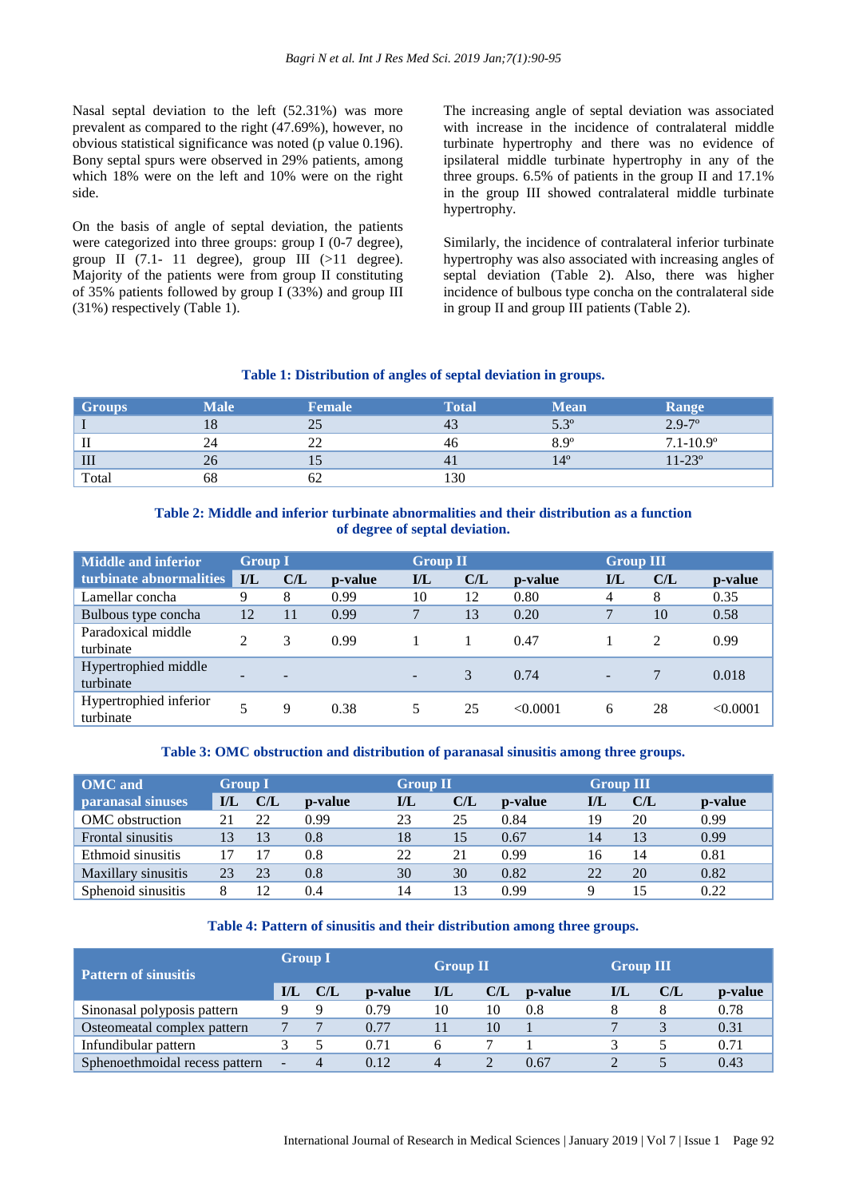Nasal septal deviation to the left (52.31%) was more prevalent as compared to the right (47.69%), however, no obvious statistical significance was noted (p value 0.196). Bony septal spurs were observed in 29% patients, among which 18% were on the left and 10% were on the right side.

On the basis of angle of septal deviation, the patients were categorized into three groups: group I (0-7 degree), group II (7.1- 11 degree), group III (>11 degree). Majority of the patients were from group II constituting of 35% patients followed by group I (33%) and group III (31%) respectively (Table 1).

The increasing angle of septal deviation was associated with increase in the incidence of contralateral middle turbinate hypertrophy and there was no evidence of ipsilateral middle turbinate hypertrophy in any of the three groups. 6.5% of patients in the group II and 17.1% in the group III showed contralateral middle turbinate hypertrophy.

Similarly, the incidence of contralateral inferior turbinate hypertrophy was also associated with increasing angles of septal deviation (Table 2). Also, there was higher incidence of bulbous type concha on the contralateral side in group II and group III patients (Table 2).

**Table 1: Distribution of angles of septal deviation in groups.**

| Groups | Male | Female | Total | Mean | Range |
|---|---|---|---|---|---|
| I | 18 | 25 | 43 | 5.3° | 2.9-7° |
| II | 24 | 22 | 46 | 8.9° | 7.1-10.9° |
| III | 26 | 15 | 41 | 14° | 11-23° |
| Total | 68 | 62 | 130 | | |

**Table 2: Middle and inferior turbinate abnormalities and their distribution as a function of degree of septal deviation.**

| Middle and inferior turbinate abnormalities | Group I | | | Group II | | | Group III | | |
|---|---|---|---|---|---|---|---|---|---|
| | I/L | C/L | p-value | I/L | C/L | p-value | I/L | C/L | p-value |
| Lamellar concha | 9 | 8 | 0.99 | 10 | 12 | 0.80 | 4 | 8 | 0.35 |
| Bulbous type concha | 12 | 11 | 0.99 | 7 | 13 | 0.20 | 7 | 10 | 0.58 |
| Paradoxical middle turbinate | 2 | 3 | 0.99 | 1 | 1 | 0.47 | 1 | 2 | 0.99 |
| Hypertrophied middle turbinate | - | - | | - | 3 | 0.74 | - | 7 | 0.018 |
| Hypertrophied inferior turbinate | 5 | 9 | 0.38 | 5 | 25 | <0.0001 | 6 | 28 | <0.0001 |

**Table 3: OMC obstruction and distribution of paranasal sinusitis among three groups.**

| OMC and paranasal sinuses | Group I | | | Group II | | | Group III | | |
|---|---|---|---|---|---|---|---|---|---|
| | I/L | C/L | p-value | I/L | C/L | p-value | I/L | C/L | p-value |
| OMC obstruction | 21 | 22 | 0.99 | 23 | 25 | 0.84 | 19 | 20 | 0.99 |
| Frontal sinusitis | 13 | 13 | 0.8 | 18 | 15 | 0.67 | 14 | 13 | 0.99 |
| Ethmoid sinusitis | 17 | 17 | 0.8 | 22 | 21 | 0.99 | 16 | 14 | 0.81 |
| Maxillary sinusitis | 23 | 23 | 0.8 | 30 | 30 | 0.82 | 22 | 20 | 0.82 |
| Sphenoid sinusitis | 8 | 12 | 0.4 | 14 | 13 | 0.99 | 9 | 15 | 0.22 |

**Table 4: Pattern of sinusitis and their distribution among three groups.**

| Pattern of sinusitis | Group I | | | Group II | | | Group III | | |
|---|---|---|---|---|---|---|---|---|---|
| | I/L | C/L | p-value | I/L | C/L | p-value | I/L | C/L | p-value |
| Sinonasal polyposis pattern | 9 | 9 | 0.79 | 10 | 10 | 0.8 | 8 | 8 | 0.78 |
| Osteomeatal complex pattern | 7 | 7 | 0.77 | 11 | 10 | 1 | 7 | 3 | 0.31 |
| Infundibular pattern | 3 | 5 | 0.71 | 6 | 7 | 1 | 3 | 5 | 0.71 |
| Sphenoethmoidal recess pattern | - | 4 | 0.12 | 4 | 2 | 0.67 | 2 | 5 | 0.43 |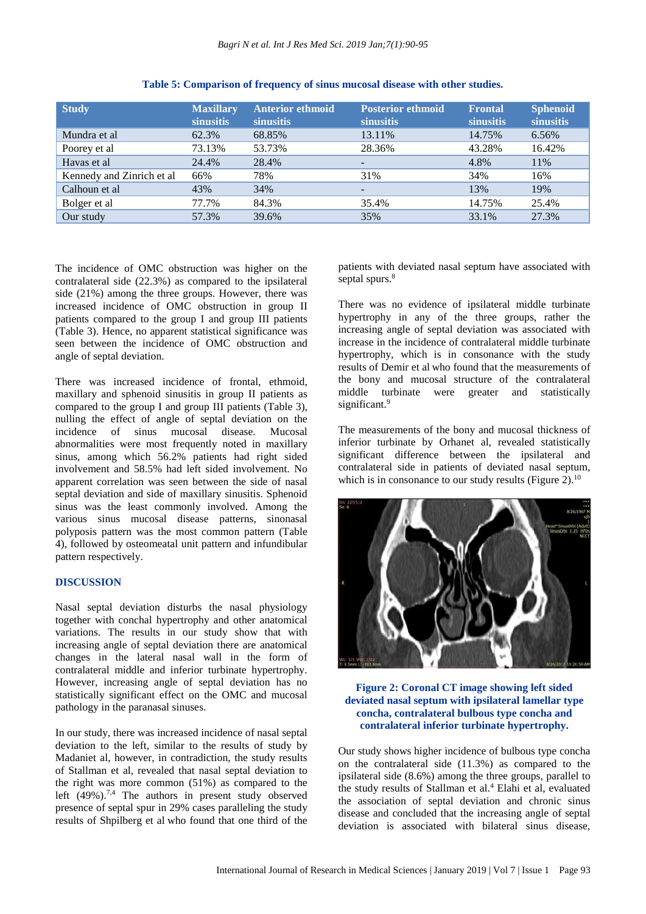**Table 5: Comparison of frequency of sinus mucosal disease with other studies.**

| Study | Maxillary sinusitis | Anterior ethmoid sinusitis | Posterior ethmoid sinusitis | Frontal sinusitis | Sphenoid sinusitis |
|---|---|---|---|---|---|
| Mundra et al | 62.3% | 68.85% | 13.11% | 14.75% | 6.56% |
| Poorey et al | 73.13% | 53.73% | 28.36% | 43.28% | 16.42% |
| Havas et al | 24.4% | 28.4% | - | 4.8% | 11% |
| Kennedy and Zinrich et al | 66% | 78% | 31% | 34% | 16% |
| Calhoun et al | 43% | 34% | - | 13% | 19% |
| Bolger et al | 77.7% | 84.3% | 35.4% | 14.75% | 25.4% |
| Our study | 57.3% | 39.6% | 35% | 33.1% | 27.3% |

The incidence of OMC obstruction was higher on the contralateral side (22.3%) as compared to the ipsilateral side (21%) among the three groups. However, there was increased incidence of OMC obstruction in group II patients compared to the group I and group III patients (Table 3). Hence, no apparent statistical significance was seen between the incidence of OMC obstruction and angle of septal deviation.

There was increased incidence of frontal, ethmoid, maxillary and sphenoid sinusitis in group II patients as compared to the group I and group III patients (Table 3), nulling the effect of angle of septal deviation on the incidence of sinus mucosal disease. Mucosal abnormalities were most frequently noted in maxillary sinus, among which 56.2% patients had right sided involvement and 58.5% had left sided involvement. No apparent correlation was seen between the side of nasal septal deviation and side of maxillary sinusitis. Sphenoid sinus was the least commonly involved. Among the various sinus mucosal disease patterns, sinonasal polyposis pattern was the most common pattern (Table 4), followed by osteomeatal unit pattern and infundibular pattern respectively.

## DISCUSSION

Nasal septal deviation disturbs the nasal physiology together with conchal hypertrophy and other anatomical variations. The results in our study show that with increasing angle of septal deviation there are anatomical changes in the lateral nasal wall in the form of contralateral middle and inferior turbinate hypertrophy. However, increasing angle of septal deviation has no statistically significant effect on the OMC and mucosal pathology in the paranasal sinuses.

In our study, there was increased incidence of nasal septal deviation to the left, similar to the results of study by Madaniet al, however, in contradiction, the study results of Stallman et al, revealed that nasal septal deviation to the right was more common (51%) as compared to the left (49%).[7,4] The authors in present study observed presence of septal spur in 29% cases paralleling the study results of Shpilberg et al who found that one third of the patients with deviated nasal septum have associated with septal spurs.[8]

There was no evidence of ipsilateral middle turbinate hypertrophy in any of the three groups, rather the increasing angle of septal deviation was associated with increase in the incidence of contralateral middle turbinate hypertrophy, which is in consonance with the study results of Demir et al who found that the measurements of the bony and mucosal structure of the contralateral middle turbinate were greater and statistically significant.[9]

The measurements of the bony and mucosal thickness of inferior turbinate by Orhanet al, revealed statistically significant difference between the ipsilateral and contralateral side in patients of deviated nasal septum, which is in consonance to our study results (Figure 2).[10]

**Figure 2: Coronal CT image showing left sided deviated nasal septum with ipsilateral lamellar type concha, contralateral bulbous type concha and contralateral inferior turbinate hypertrophy.**

Our study shows higher incidence of bulbous type concha on the contralateral side (11.3%) as compared to the ipsilateral side (8.6%) among the three groups, parallel to the study results of Stallman et al.[4] Elahi et al, evaluated the association of septal deviation and chronic sinus disease and concluded that the increasing angle of septal deviation is associated with bilateral sinus disease,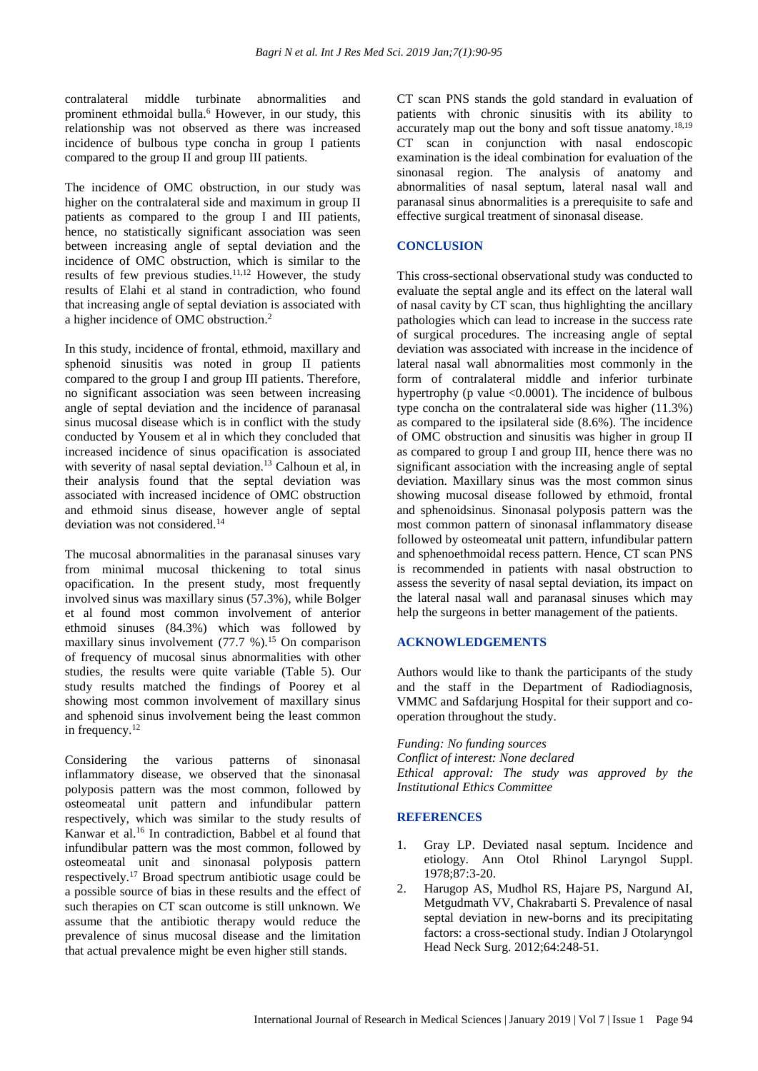contralateral middle turbinate abnormalities and prominent ethmoidal bulla.[6] However, in our study, this relationship was not observed as there was increased incidence of bulbous type concha in group I patients compared to the group II and group III patients.

The incidence of OMC obstruction, in our study was higher on the contralateral side and maximum in group II patients as compared to the group I and III patients, hence, no statistically significant association was seen between increasing angle of septal deviation and the incidence of OMC obstruction, which is similar to the results of few previous studies.[11,12] However, the study results of Elahi et al stand in contradiction, who found that increasing angle of septal deviation is associated with a higher incidence of OMC obstruction.[2]

In this study, incidence of frontal, ethmoid, maxillary and sphenoid sinusitis was noted in group II patients compared to the group I and group III patients. Therefore, no significant association was seen between increasing angle of septal deviation and the incidence of paranasal sinus mucosal disease which is in conflict with the study conducted by Yousem et al in which they concluded that increased incidence of sinus opacification is associated with severity of nasal septal deviation.[13] Calhoun et al, in their analysis found that the septal deviation was associated with increased incidence of OMC obstruction and ethmoid sinus disease, however angle of septal deviation was not considered.[14]

The mucosal abnormalities in the paranasal sinuses vary from minimal mucosal thickening to total sinus opacification. In the present study, most frequently involved sinus was maxillary sinus (57.3%), while Bolger et al found most common involvement of anterior ethmoid sinuses (84.3%) which was followed by maxillary sinus involvement (77.7 %).[15] On comparison of frequency of mucosal sinus abnormalities with other studies, the results were quite variable (Table 5). Our study results matched the findings of Poorey et al showing most common involvement of maxillary sinus and sphenoid sinus involvement being the least common in frequency.[12]

Considering the various patterns of sinonasal inflammatory disease, we observed that the sinonasal polyposis pattern was the most common, followed by osteomeatal unit pattern and infundibular pattern respectively, which was similar to the study results of Kanwar et al.[16] In contradiction, Babbel et al found that infundibular pattern was the most common, followed by osteomeatal unit and sinonasal polyposis pattern respectively.[17] Broad spectrum antibiotic usage could be a possible source of bias in these results and the effect of such therapies on CT scan outcome is still unknown. We assume that the antibiotic therapy would reduce the prevalence of sinus mucosal disease and the limitation that actual prevalence might be even higher still stands.

CT scan PNS stands the gold standard in evaluation of patients with chronic sinusitis with its ability to accurately map out the bony and soft tissue anatomy.[18,19] CT scan in conjunction with nasal endoscopic examination is the ideal combination for evaluation of the sinonasal region. The analysis of anatomy and abnormalities of nasal septum, lateral nasal wall and paranasal sinus abnormalities is a prerequisite to safe and effective surgical treatment of sinonasal disease.

## CONCLUSION

This cross-sectional observational study was conducted to evaluate the septal angle and its effect on the lateral wall of nasal cavity by CT scan, thus highlighting the ancillary pathologies which can lead to increase in the success rate of surgical procedures. The increasing angle of septal deviation was associated with increase in the incidence of lateral nasal wall abnormalities most commonly in the form of contralateral middle and inferior turbinate hypertrophy (p value <0.0001). The incidence of bulbous type concha on the contralateral side was higher (11.3%) as compared to the ipsilateral side (8.6%). The incidence of OMC obstruction and sinusitis was higher in group II as compared to group I and group III, hence there was no significant association with the increasing angle of septal deviation. Maxillary sinus was the most common sinus showing mucosal disease followed by ethmoid, frontal and sphenoidsinus. Sinonasal polyposis pattern was the most common pattern of sinonasal inflammatory disease followed by osteomeatal unit pattern, infundibular pattern and sphenoethmoidal recess pattern. Hence, CT scan PNS is recommended in patients with nasal obstruction to assess the severity of nasal septal deviation, its impact on the lateral nasal wall and paranasal sinuses which may help the surgeons in better management of the patients.

## ACKNOWLEDGEMENTS

Authors would like to thank the participants of the study and the staff in the Department of Radiodiagnosis, VMMC and Safdarjung Hospital for their support and co-operation throughout the study.

*Funding: No funding sources*
*Conflict of interest: None declared*
*Ethical approval: The study was approved by the Institutional Ethics Committee*

## REFERENCES

1. Gray LP. Deviated nasal septum. Incidence and etiology. Ann Otol Rhinol Laryngol Suppl. 1978;87:3-20.
2. Harugop AS, Mudhol RS, Hajare PS, Nargund AI, Metgudmath VV, Chakrabarti S. Prevalence of nasal septal deviation in new-borns and its precipitating factors: a cross-sectional study. Indian J Otolaryngol Head Neck Surg. 2012;64:248-51.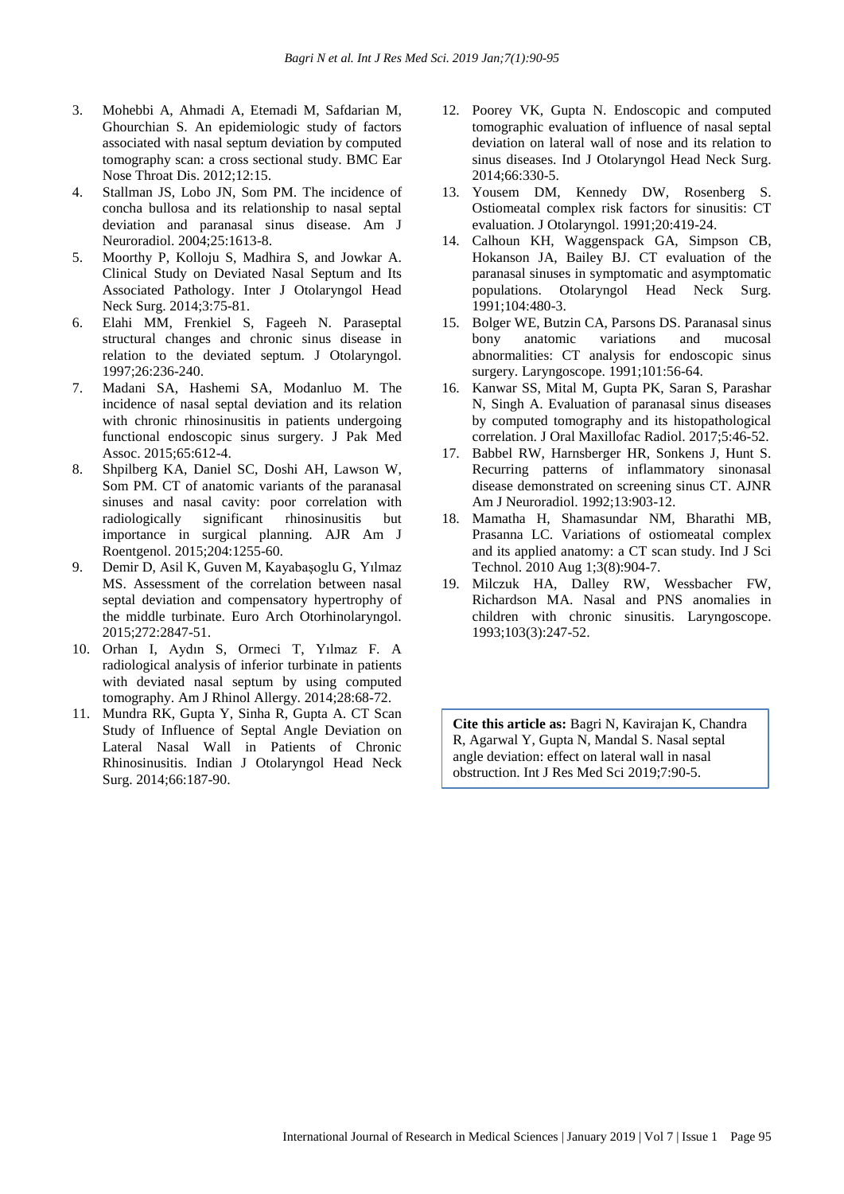3. Mohebbi A, Ahmadi A, Etemadi M, Safdarian M, Ghourchian S. An epidemiologic study of factors associated with nasal septum deviation by computed tomography scan: a cross sectional study. BMC Ear Nose Throat Dis. 2012;12:15.
4. Stallman JS, Lobo JN, Som PM. The incidence of concha bullosa and its relationship to nasal septal deviation and paranasal sinus disease. Am J Neuroradiol. 2004;25:1613-8.
5. Moorthy P, Kolloju S, Madhira S, and Jowkar A. Clinical Study on Deviated Nasal Septum and Its Associated Pathology. Inter J Otolaryngol Head Neck Surg. 2014;3:75-81.
6. Elahi MM, Frenkiel S, Fageeh N. Paraseptal structural changes and chronic sinus disease in relation to the deviated septum. J Otolaryngol. 1997;26:236-240.
7. Madani SA, Hashemi SA, Modanluo M. The incidence of nasal septal deviation and its relation with chronic rhinosinusitis in patients undergoing functional endoscopic sinus surgery. J Pak Med Assoc. 2015;65:612-4.
8. Shpilberg KA, Daniel SC, Doshi AH, Lawson W, Som PM. CT of anatomic variants of the paranasal sinuses and nasal cavity: poor correlation with radiologically significant rhinosinusitis but importance in surgical planning. AJR Am J Roentgenol. 2015;204:1255-60.
9. Demir D, Asil K, Guven M, Kayabaşoglu G, Yılmaz MS. Assessment of the correlation between nasal septal deviation and compensatory hypertrophy of the middle turbinate. Euro Arch Otorhinolaryngol. 2015;272:2847-51.
10. Orhan I, Aydın S, Ormeci T, Yılmaz F. A radiological analysis of inferior turbinate in patients with deviated nasal septum by using computed tomography. Am J Rhinol Allergy. 2014;28:68-72.
11. Mundra RK, Gupta Y, Sinha R, Gupta A. CT Scan Study of Influence of Septal Angle Deviation on Lateral Nasal Wall in Patients of Chronic Rhinosinusitis. Indian J Otolaryngol Head Neck Surg. 2014;66:187-90.
12. Poorey VK, Gupta N. Endoscopic and computed tomographic evaluation of influence of nasal septal deviation on lateral wall of nose and its relation to sinus diseases. Ind J Otolaryngol Head Neck Surg. 2014;66:330-5.
13. Yousem DM, Kennedy DW, Rosenberg S. Ostiomeatal complex risk factors for sinusitis: CT evaluation. J Otolaryngol. 1991;20:419-24.
14. Calhoun KH, Waggenspack GA, Simpson CB, Hokanson JA, Bailey BJ. CT evaluation of the paranasal sinuses in symptomatic and asymptomatic populations. Otolaryngol Head Neck Surg. 1991;104:480-3.
15. Bolger WE, Butzin CA, Parsons DS. Paranasal sinus bony anatomic variations and mucosal abnormalities: CT analysis for endoscopic sinus surgery. Laryngoscope. 1991;101:56-64.
16. Kanwar SS, Mital M, Gupta PK, Saran S, Parashar N, Singh A. Evaluation of paranasal sinus diseases by computed tomography and its histopathological correlation. J Oral Maxillofac Radiol. 2017;5:46-52.
17. Babbel RW, Harnsberger HR, Sonkens J, Hunt S. Recurring patterns of inflammatory sinonasal disease demonstrated on screening sinus CT. AJNR Am J Neuroradiol. 1992;13:903-12.
18. Mamatha H, Shamasundar NM, Bharathi MB, Prasanna LC. Variations of ostiomeatal complex and its applied anatomy: a CT scan study. Ind J Sci Technol. 2010 Aug 1;3(8):904-7.
19. Milczuk HA, Dalley RW, Wessbacher FW, Richardson MA. Nasal and PNS anomalies in children with chronic sinusitis. Laryngoscope. 1993;103(3):247-52.

**Cite this article as:** Bagri N, Kavirajan K, Chandra R, Agarwal Y, Gupta N, Mandal S. Nasal septal angle deviation: effect on lateral wall in nasal obstruction. Int J Res Med Sci 2019;7:90-5.